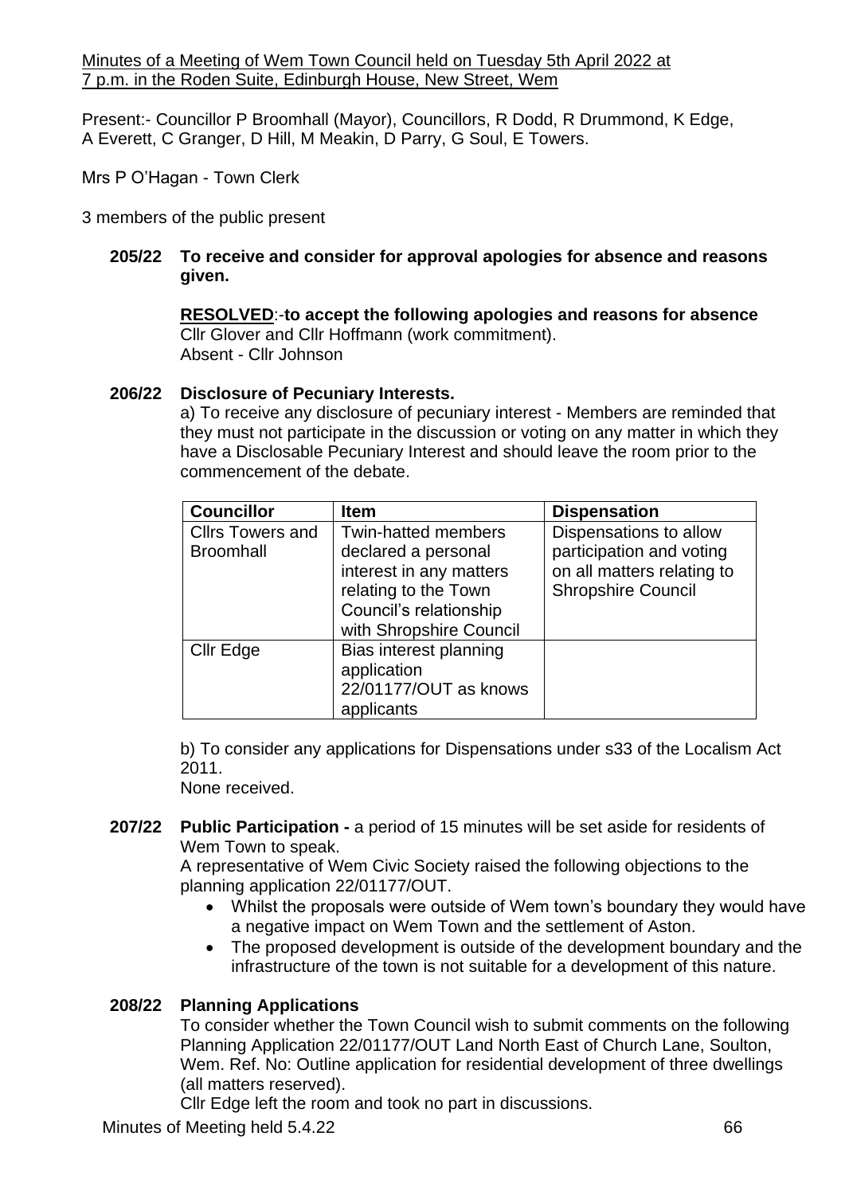Minutes of a Meeting of Wem Town Council held on Tuesday 5th April 2022 at 7 p.m. in the Roden Suite, Edinburgh House, New Street, Wem

Present:- Councillor P Broomhall (Mayor), Councillors, R Dodd, R Drummond, K Edge, A Everett, C Granger, D Hill, M Meakin, D Parry, G Soul, E Towers.

Mrs P O'Hagan - Town Clerk

3 members of the public present

**205/22 To receive and consider for approval apologies for absence and reasons given.**

**RESOLVED**:-**to accept the following apologies and reasons for absence**
Cllr Glover and Cllr Hoffmann (work commitment).
Absent - Cllr Johnson

**206/22 Disclosure of Pecuniary Interests.**

a) To receive any disclosure of pecuniary interest - Members are reminded that they must not participate in the discussion or voting on any matter in which they have a Disclosable Pecuniary Interest and should leave the room prior to the commencement of the debate.

| Councillor | Item | Dispensation |
|---|---|---|
| Cllrs Towers and Broomhall | Twin-hatted members declared a personal interest in any matters relating to the Town Council's relationship with Shropshire Council | Dispensations to allow participation and voting on all matters relating to Shropshire Council |
| Cllr Edge | Bias interest planning application 22/01177/OUT as knows applicants | |

b) To consider any applications for Dispensations under s33 of the Localism Act 2011.
None received.

**207/22 Public Participation -** a period of 15 minutes will be set aside for residents of Wem Town to speak.

A representative of Wem Civic Society raised the following objections to the planning application 22/01177/OUT.

- Whilst the proposals were outside of Wem town's boundary they would have a negative impact on Wem Town and the settlement of Aston.
- The proposed development is outside of the development boundary and the infrastructure of the town is not suitable for a development of this nature.

**208/22 Planning Applications**

To consider whether the Town Council wish to submit comments on the following Planning Application 22/01177/OUT Land North East of Church Lane, Soulton, Wem. Ref. No: Outline application for residential development of three dwellings (all matters reserved).

Cllr Edge left the room and took no part in discussions.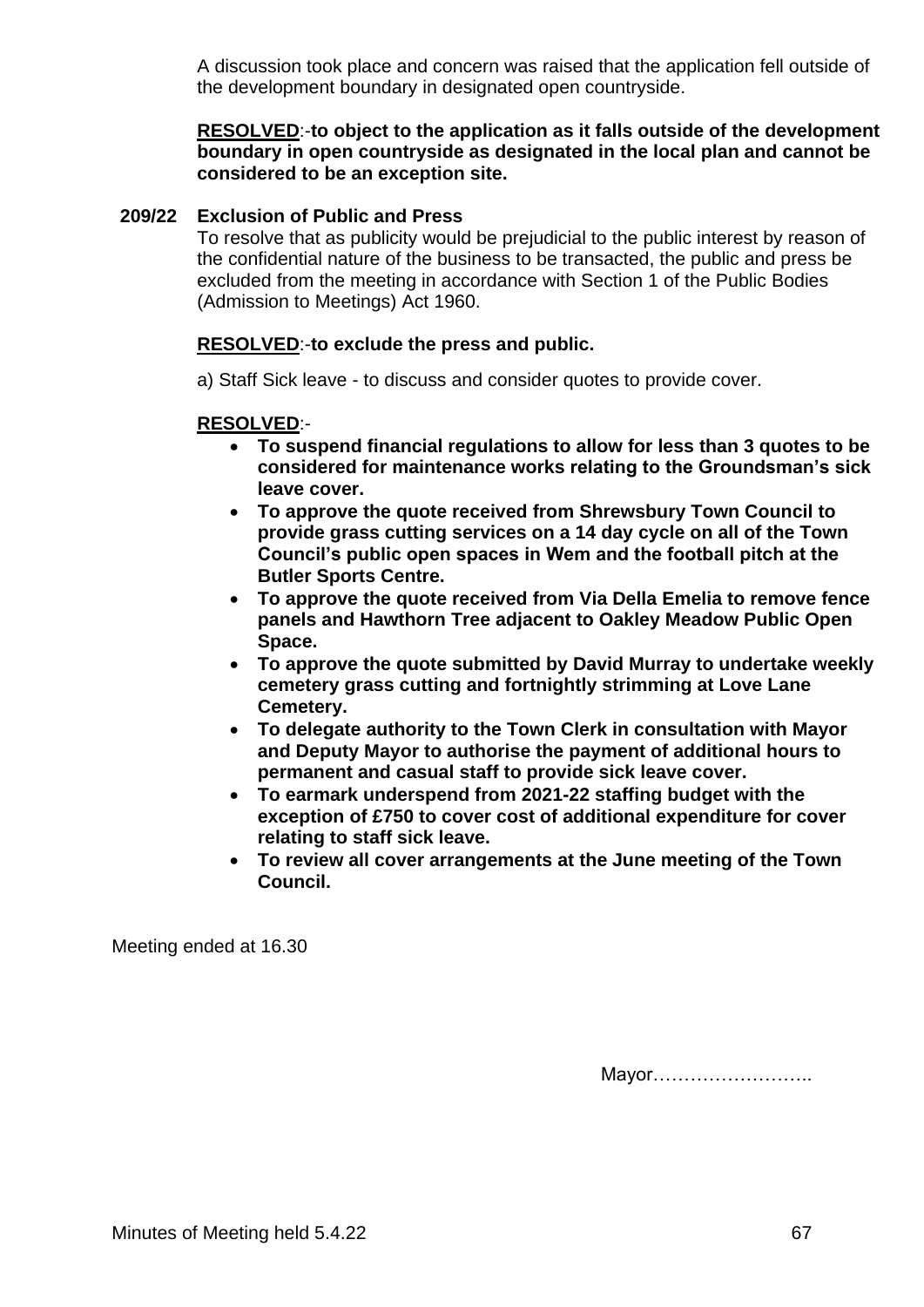A discussion took place and concern was raised that the application fell outside of the development boundary in designated open countryside.

**RESOLVED**:-**to object to the application as it falls outside of the development boundary in open countryside as designated in the local plan and cannot be considered to be an exception site.**

**209/22 Exclusion of Public and Press**

To resolve that as publicity would be prejudicial to the public interest by reason of the confidential nature of the business to be transacted, the public and press be excluded from the meeting in accordance with Section 1 of the Public Bodies (Admission to Meetings) Act 1960.

**RESOLVED**:-**to exclude the press and public.**

a) Staff Sick leave - to discuss and consider quotes to provide cover.

**RESOLVED**:-

- **To suspend financial regulations to allow for less than 3 quotes to be considered for maintenance works relating to the Groundsman's sick leave cover.**
- **To approve the quote received from Shrewsbury Town Council to provide grass cutting services on a 14 day cycle on all of the Town Council's public open spaces in Wem and the football pitch at the Butler Sports Centre.**
- **To approve the quote received from Via Della Emelia to remove fence panels and Hawthorn Tree adjacent to Oakley Meadow Public Open Space.**
- **To approve the quote submitted by David Murray to undertake weekly cemetery grass cutting and fortnightly strimming at Love Lane Cemetery.**
- **To delegate authority to the Town Clerk in consultation with Mayor and Deputy Mayor to authorise the payment of additional hours to permanent and casual staff to provide sick leave cover.**
- **To earmark underspend from 2021-22 staffing budget with the exception of £750 to cover cost of additional expenditure for cover relating to staff sick leave.**
- **To review all cover arrangements at the June meeting of the Town Council.**

Meeting ended at 16.30

Mayor……………………..